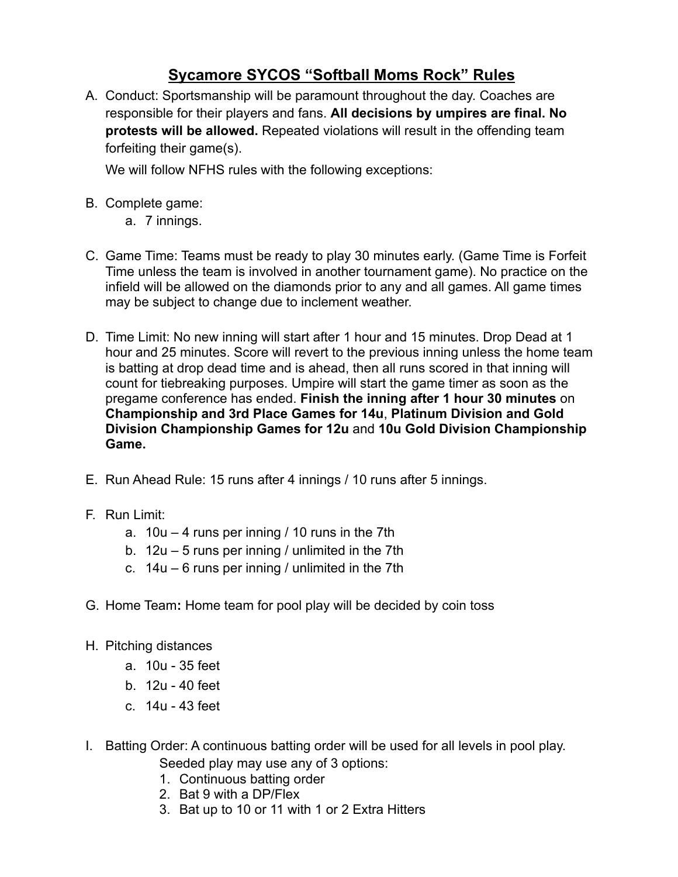# Sycamore SYCOS "Softball Moms Rock" Rules

A. Conduct: Sportsmanship will be paramount throughout the day. Coaches are responsible for their players and fans. **All decisions by umpires are final. No protests will be allowed.** Repeated violations will result in the offending team forfeiting their game(s).

   We will follow NFHS rules with the following exceptions:

B. Complete game:
   a. 7 innings.

C. Game Time: Teams must be ready to play 30 minutes early. (Game Time is Forfeit Time unless the team is involved in another tournament game). No practice on the infield will be allowed on the diamonds prior to any and all games. All game times may be subject to change due to inclement weather.

D. Time Limit: No new inning will start after 1 hour and 15 minutes. Drop Dead at 1 hour and 25 minutes. Score will revert to the previous inning unless the home team is batting at drop dead time and is ahead, then all runs scored in that inning will count for tiebreaking purposes. Umpire will start the game timer as soon as the pregame conference has ended. **Finish the inning after 1 hour 30 minutes** on **Championship and 3rd Place Games for 14u**, **Platinum Division and Gold Division Championship Games for 12u** and **10u Gold Division Championship Game.**

E. Run Ahead Rule: 15 runs after 4 innings / 10 runs after 5 innings.

F. Run Limit:
   a. 10u – 4 runs per inning / 10 runs in the 7th
   b. 12u – 5 runs per inning / unlimited in the 7th
   c. 14u – 6 runs per inning / unlimited in the 7th

G. Home Team**:** Home team for pool play will be decided by coin toss

H. Pitching distances
   a. 10u - 35 feet
   b. 12u - 40 feet
   c. 14u - 43 feet

I. Batting Order: A continuous batting order will be used for all levels in pool play.
   Seeded play may use any of 3 options:
   1. Continuous batting order
   2. Bat 9 with a DP/Flex
   3. Bat up to 10 or 11 with 1 or 2 Extra Hitters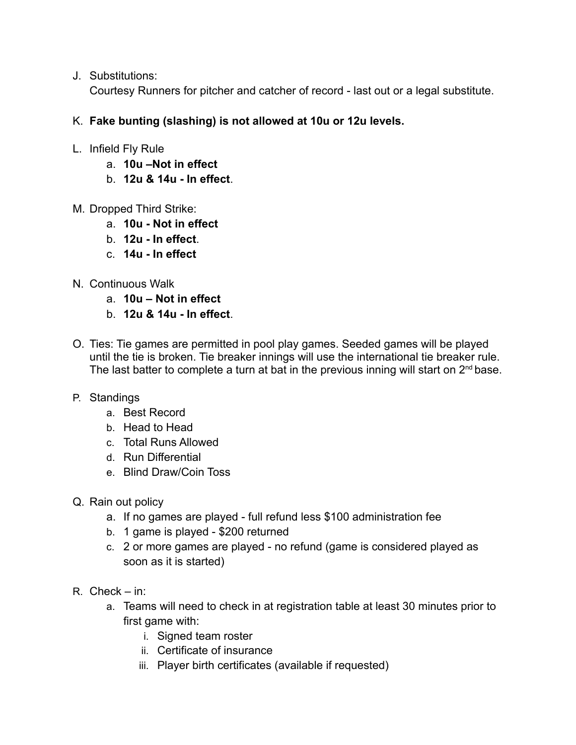J. Substitutions:
   Courtesy Runners for pitcher and catcher of record - last out or a legal substitute.

K. **Fake bunting (slashing) is not allowed at 10u or 12u levels.**

L. Infield Fly Rule
   a. **10u –Not in effect**
   b. **12u & 14u - In effect**.

M. Dropped Third Strike:
   a. **10u - Not in effect**
   b. **12u - In effect**.
   c. **14u - In effect**

N. Continuous Walk
   a. **10u – Not in effect**
   b. **12u & 14u - In effect**.

O. Ties: Tie games are permitted in pool play games. Seeded games will be played until the tie is broken. Tie breaker innings will use the international tie breaker rule. The last batter to complete a turn at bat in the previous inning will start on 2nd base.

P. Standings
   a. Best Record
   b. Head to Head
   c. Total Runs Allowed
   d. Run Differential
   e. Blind Draw/Coin Toss

Q. Rain out policy
   a. If no games are played - full refund less $100 administration fee
   b. 1 game is played - $200 returned
   c. 2 or more games are played - no refund (game is considered played as soon as it is started)

R. Check – in:
   a. Teams will need to check in at registration table at least 30 minutes prior to first game with:
      i. Signed team roster
      ii. Certificate of insurance
      iii. Player birth certificates (available if requested)